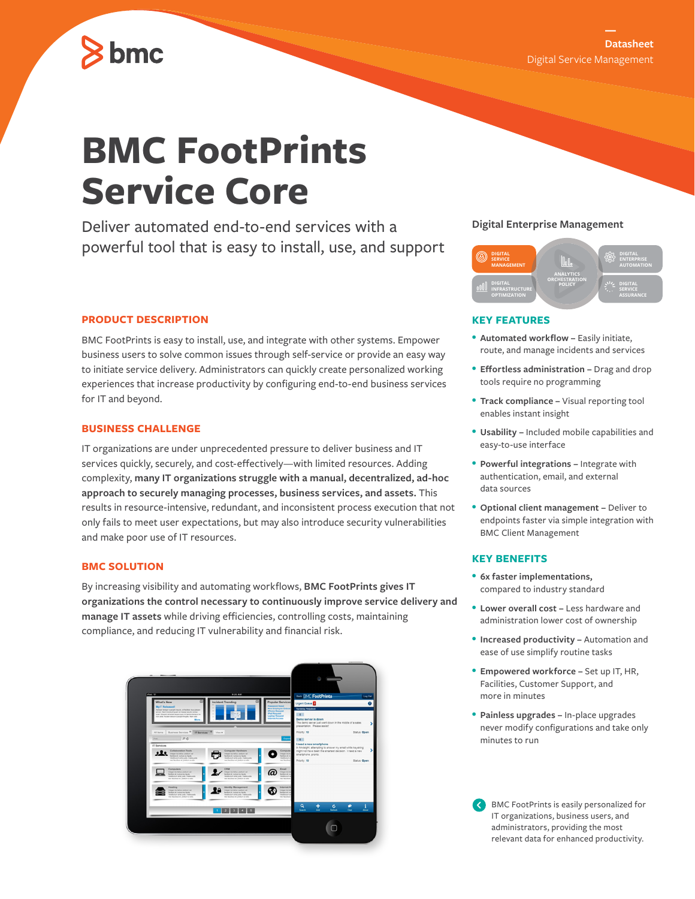Datasheet
Digital Service Management

# BMC FootPrints Service Core

Deliver automated end-to-end services with a powerful tool that is easy to install, use, and support

## PRODUCT DESCRIPTION

BMC FootPrints is easy to install, use, and integrate with other systems. Empower business users to solve common issues through self-service or provide an easy way to initiate service delivery. Administrators can quickly create personalized working experiences that increase productivity by configuring end-to-end business services for IT and beyond.

## BUSINESS CHALLENGE

IT organizations are under unprecedented pressure to deliver business and IT services quickly, securely, and cost-effectively—with limited resources. Adding complexity, **many IT organizations struggle with a manual, decentralized, ad-hoc approach to securely managing processes, business services, and assets.** This results in resource-intensive, redundant, and inconsistent process execution that not only fails to meet user expectations, but may also introduce security vulnerabilities and make poor use of IT resources.

## BMC SOLUTION

By increasing visibility and automating workflows, **BMC FootPrints gives IT organizations the control necessary to continuously improve service delivery and manage IT assets** while driving efficiencies, controlling costs, maintaining compliance, and reducing IT vulnerability and financial risk.

### Digital Enterprise Management

- Digital Service Management
- Digital Enterprise Automation
- Digital Infrastructure Optimization
- Digital Service Assurance
- Analytics, Orchestration, Policy

## KEY FEATURES

- **Automated workflow** – Easily initiate, route, and manage incidents and services
- **Effortless administration** – Drag and drop tools require no programming
- **Track compliance** – Visual reporting tool enables instant insight
- **Usability** – Included mobile capabilities and easy-to-use interface
- **Powerful integrations** – Integrate with authentication, email, and external data sources
- **Optional client management** – Deliver to endpoints faster via simple integration with BMC Client Management

## KEY BENEFITS

- **6x faster implementations,** compared to industry standard
- **Lower overall cost** – Less hardware and administration lower cost of ownership
- **Increased productivity** – Automation and ease of use simplify routine tasks
- **Empowered workforce** – Set up IT, HR, Facilities, Customer Support, and more in minutes
- **Painless upgrades** – In-place upgrades never modify configurations and take only minutes to run

BMC FootPrints is easily personalized for IT organizations, business users, and administrators, providing the most relevant data for enhanced productivity.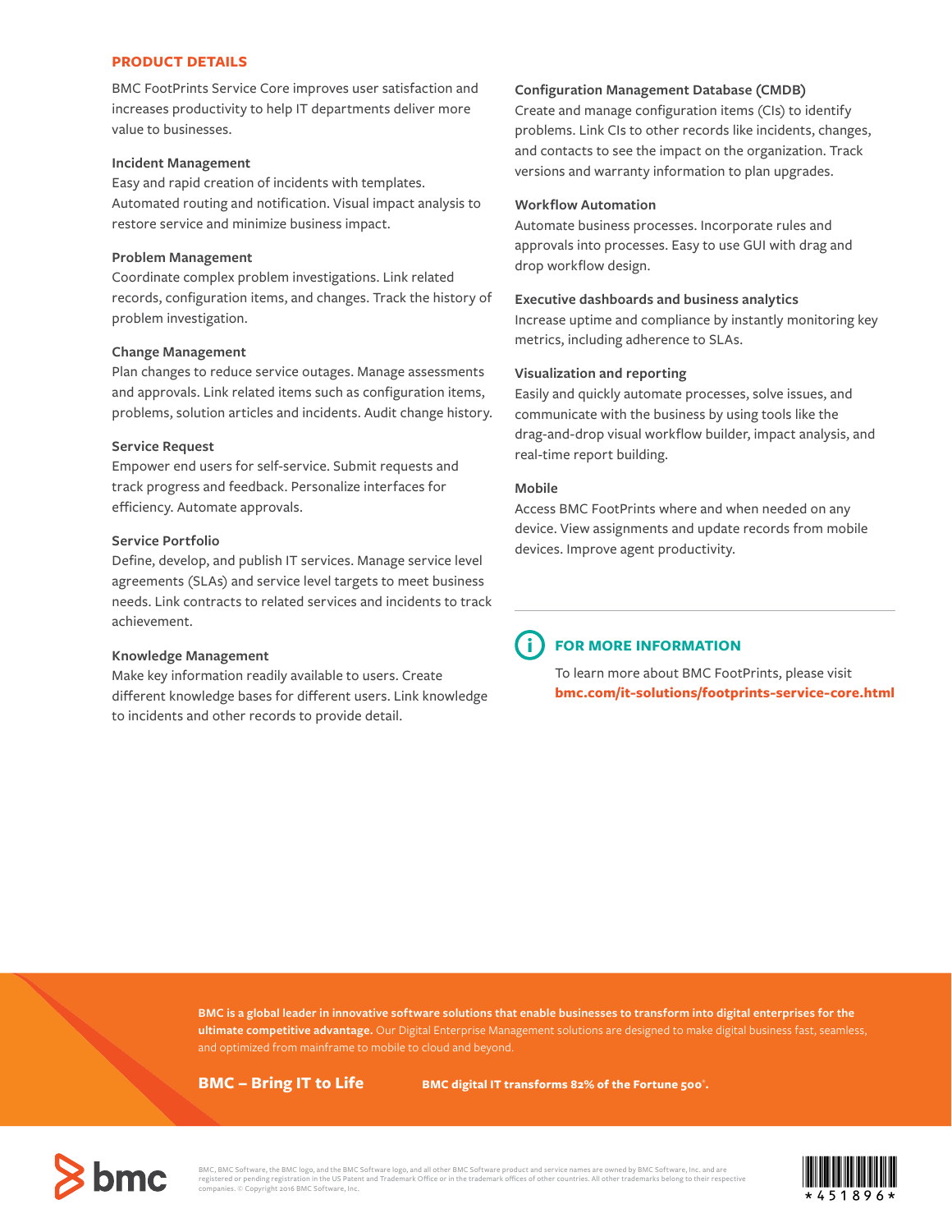## PRODUCT DETAILS

BMC FootPrints Service Core improves user satisfaction and increases productivity to help IT departments deliver more value to businesses.

### Incident Management

Easy and rapid creation of incidents with templates. Automated routing and notification. Visual impact analysis to restore service and minimize business impact.

### Problem Management

Coordinate complex problem investigations. Link related records, configuration items, and changes. Track the history of problem investigation.

### Change Management

Plan changes to reduce service outages. Manage assessments and approvals. Link related items such as configuration items, problems, solution articles and incidents. Audit change history.

### Service Request

Empower end users for self-service. Submit requests and track progress and feedback. Personalize interfaces for efficiency. Automate approvals.

### Service Portfolio

Define, develop, and publish IT services. Manage service level agreements (SLAs) and service level targets to meet business needs. Link contracts to related services and incidents to track achievement.

### Knowledge Management

Make key information readily available to users. Create different knowledge bases for different users. Link knowledge to incidents and other records to provide detail.

### Configuration Management Database (CMDB)

Create and manage configuration items (CIs) to identify problems. Link CIs to other records like incidents, changes, and contacts to see the impact on the organization. Track versions and warranty information to plan upgrades.

### Workflow Automation

Automate business processes. Incorporate rules and approvals into processes. Easy to use GUI with drag and drop workflow design.

### Executive dashboards and business analytics

Increase uptime and compliance by instantly monitoring key metrics, including adherence to SLAs.

### Visualization and reporting

Easily and quickly automate processes, solve issues, and communicate with the business by using tools like the drag-and-drop visual workflow builder, impact analysis, and real-time report building.

### Mobile

Access BMC FootPrints where and when needed on any device. View assignments and update records from mobile devices. Improve agent productivity.

---

## FOR MORE INFORMATION

To learn more about BMC FootPrints, please visit
**bmc.com/it-solutions/footprints-service-core.html**

**BMC is a global leader in innovative software solutions that enable businesses to transform into digital enterprises for the ultimate competitive advantage.** Our Digital Enterprise Management solutions are designed to make digital business fast, seamless, and optimized from mainframe to mobile to cloud and beyond.

**BMC – Bring IT to Life**

**BMC digital IT transforms 82% of the Fortune 500®.**

BMC, BMC Software, the BMC logo, and the BMC Software logo, and all other BMC Software product and service names are owned by BMC Software, Inc. and are registered or pending registration in the US Patent and Trademark Office or in the trademark offices of other countries. All other trademarks belong to their respective companies. © Copyright 2016 BMC Software, Inc.

*451896*